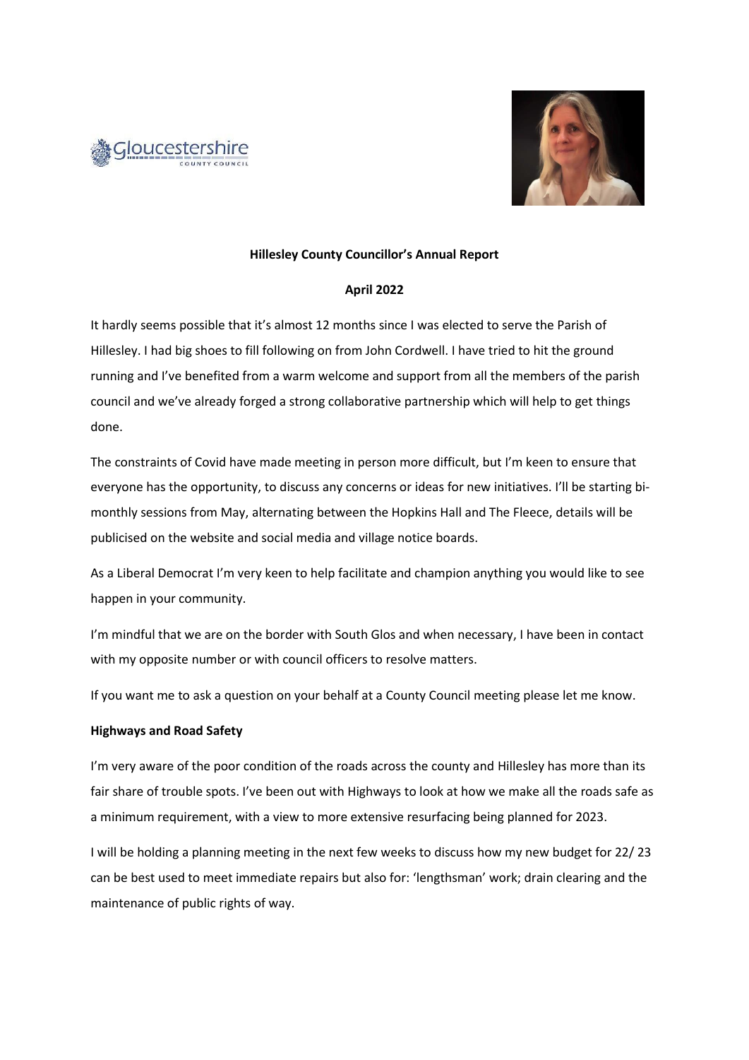**Hillesley County Councillor's Annual Report**

**April 2022**

It hardly seems possible that it's almost 12 months since I was elected to serve the Parish of Hillesley. I had big shoes to fill following on from John Cordwell. I have tried to hit the ground running and I've benefited from a warm welcome and support from all the members of the parish council and we've already forged a strong collaborative partnership which will help to get things done.

The constraints of Covid have made meeting in person more difficult, but I'm keen to ensure that everyone has the opportunity, to discuss any concerns or ideas for new initiatives. I'll be starting bi-monthly sessions from May, alternating between the Hopkins Hall and The Fleece, details will be publicised on the website and social media and village notice boards.

As a Liberal Democrat I'm very keen to help facilitate and champion anything you would like to see happen in your community.

I'm mindful that we are on the border with South Glos and when necessary, I have been in contact with my opposite number or with council officers to resolve matters.

If you want me to ask a question on your behalf at a County Council meeting please let me know.

**Highways and Road Safety**

I'm very aware of the poor condition of the roads across the county and Hillesley has more than its fair share of trouble spots. I've been out with Highways to look at how we make all the roads safe as a minimum requirement, with a view to more extensive resurfacing being planned for 2023.

I will be holding a planning meeting in the next few weeks to discuss how my new budget for 22/ 23 can be best used to meet immediate repairs but also for: 'lengthsman' work; drain clearing and the maintenance of public rights of way.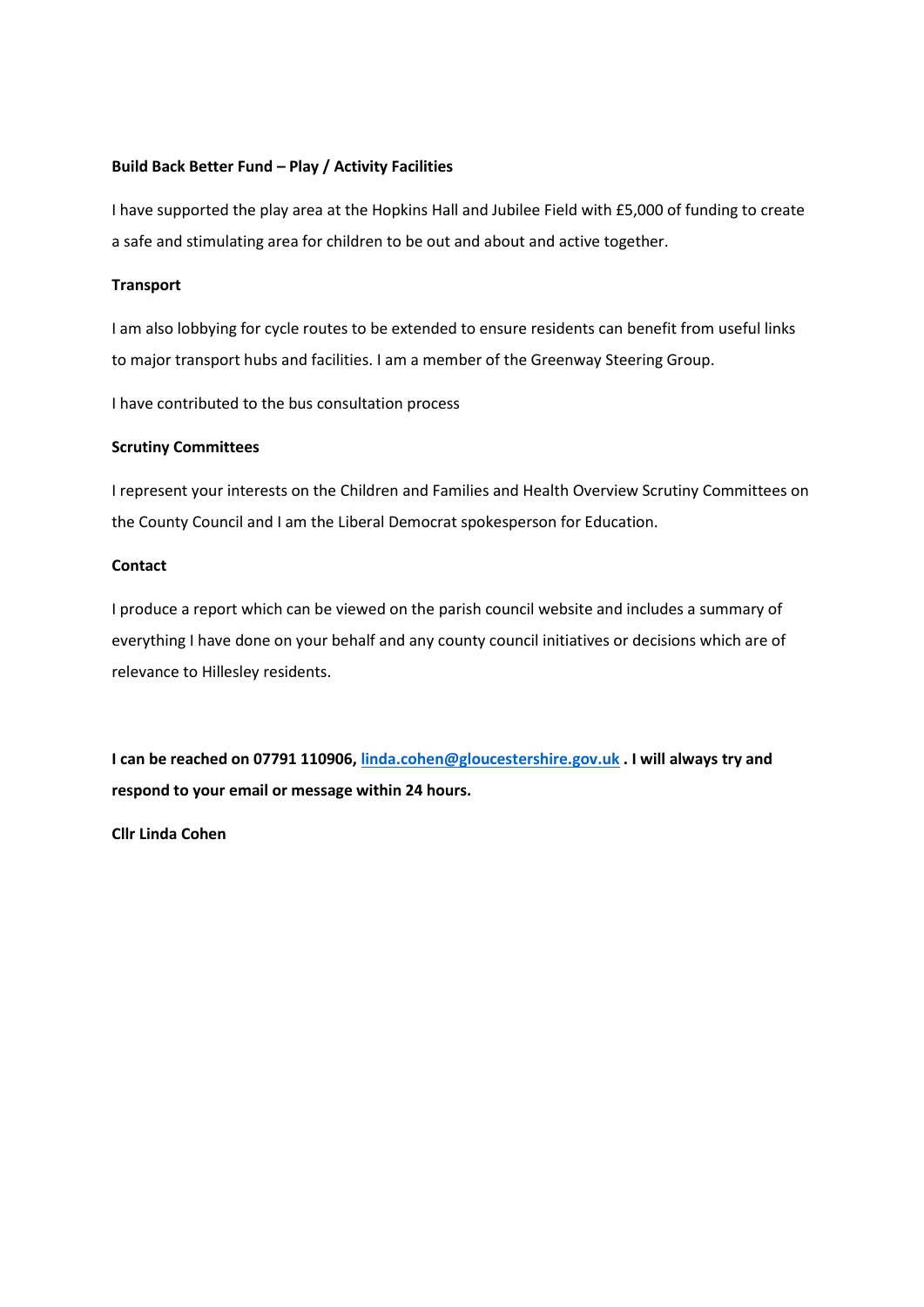**Build Back Better Fund – Play / Activity Facilities**

I have supported the play area at the Hopkins Hall and Jubilee Field with £5,000 of funding to create a safe and stimulating area for children to be out and about and active together.

**Transport**

I am also lobbying for cycle routes to be extended to ensure residents can benefit from useful links to major transport hubs and facilities. I am a member of the Greenway Steering Group.

I have contributed to the bus consultation process

**Scrutiny Committees**

I represent your interests on the Children and Families and Health Overview Scrutiny Committees on the County Council and I am the Liberal Democrat spokesperson for Education.

**Contact**

I produce a report which can be viewed on the parish council website and includes a summary of everything I have done on your behalf and any county council initiatives or decisions which are of relevance to Hillesley residents.

**I can be reached on 07791 110906, [linda.cohen@gloucestershire.gov.uk](mailto:linda.cohen@gloucestershire.gov.uk) . I will always try and respond to your email or message within 24 hours.**

**Cllr Linda Cohen**